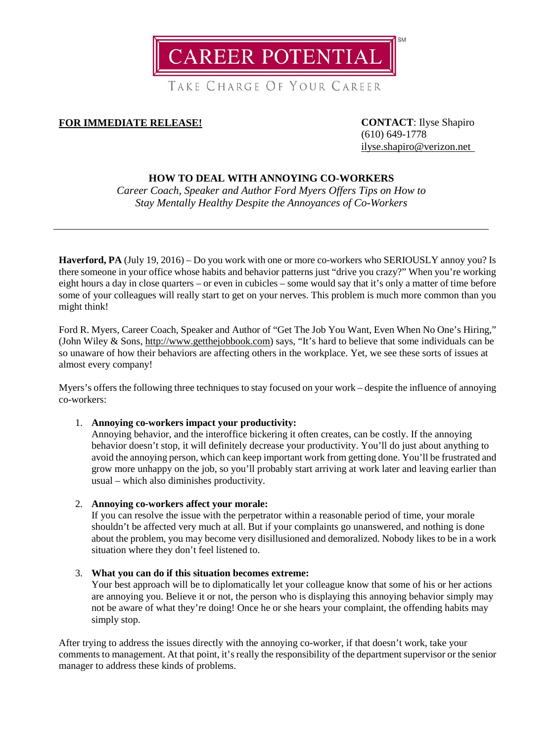CAREER POTENTIAL[SM]

TAKE CHARGE OF YOUR CAREER

**FOR IMMEDIATE RELEASE!**

**CONTACT**: Ilyse Shapiro
(610) 649-1778
ilyse.shapiro@verizon.net

## HOW TO DEAL WITH ANNOYING CO-WORKERS

*Career Coach, Speaker and Author Ford Myers Offers Tips on How to Stay Mentally Healthy Despite the Annoyances of Co-Workers*

---

**Haverford, PA** (July 19, 2016) – Do you work with one or more co-workers who SERIOUSLY annoy you? Is there someone in your office whose habits and behavior patterns just "drive you crazy?" When you're working eight hours a day in close quarters – or even in cubicles – some would say that it's only a matter of time before some of your colleagues will really start to get on your nerves. This problem is much more common than you might think!

Ford R. Myers, Career Coach, Speaker and Author of "Get The Job You Want, Even When No One's Hiring," (John Wiley & Sons, http://www.getthejobbook.com) says, "It's hard to believe that some individuals can be so unaware of how their behaviors are affecting others in the workplace. Yet, we see these sorts of issues at almost every company!

Myers's offers the following three techniques to stay focused on your work – despite the influence of annoying co-workers:

1. **Annoying co-workers impact your productivity:**
   Annoying behavior, and the interoffice bickering it often creates, can be costly. If the annoying behavior doesn't stop, it will definitely decrease your productivity. You'll do just about anything to avoid the annoying person, which can keep important work from getting done. You'll be frustrated and grow more unhappy on the job, so you'll probably start arriving at work later and leaving earlier than usual – which also diminishes productivity.

2. **Annoying co-workers affect your morale:**
   If you can resolve the issue with the perpetrator within a reasonable period of time, your morale shouldn't be affected very much at all. But if your complaints go unanswered, and nothing is done about the problem, you may become very disillusioned and demoralized. Nobody likes to be in a work situation where they don't feel listened to.

3. **What you can do if this situation becomes extreme:**
   Your best approach will be to diplomatically let your colleague know that some of his or her actions are annoying you. Believe it or not, the person who is displaying this annoying behavior simply may not be aware of what they're doing! Once he or she hears your complaint, the offending habits may simply stop.

After trying to address the issues directly with the annoying co-worker, if that doesn't work, take your comments to management. At that point, it's really the responsibility of the department supervisor or the senior manager to address these kinds of problems.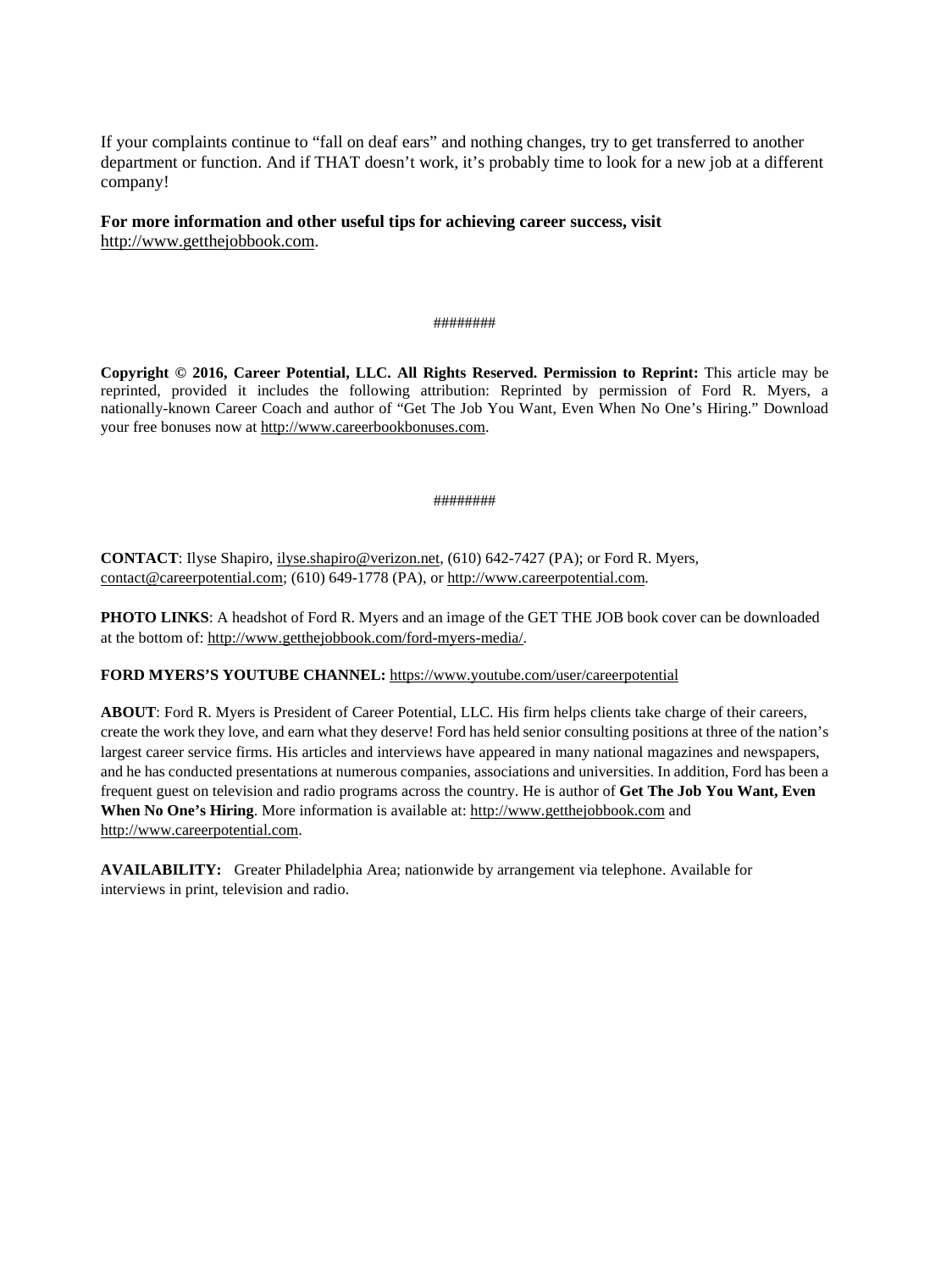If your complaints continue to "fall on deaf ears" and nothing changes, try to get transferred to another department or function. And if THAT doesn't work, it's probably time to look for a new job at a different company!

**For more information and other useful tips for achieving career success, visit** http://www.getthejobbook.com.

########

**Copyright © 2016, Career Potential, LLC. All Rights Reserved. Permission to Reprint:** This article may be reprinted, provided it includes the following attribution: Reprinted by permission of Ford R. Myers, a nationally-known Career Coach and author of "Get The Job You Want, Even When No One's Hiring." Download your free bonuses now at http://www.careerbookbonuses.com.

########

**CONTACT**: Ilyse Shapiro, ilyse.shapiro@verizon.net, (610) 642-7427 (PA); or Ford R. Myers, contact@careerpotential.com; (610) 649-1778 (PA), or http://www.careerpotential.com.

**PHOTO LINKS**: A headshot of Ford R. Myers and an image of the GET THE JOB book cover can be downloaded at the bottom of: http://www.getthejobbook.com/ford-myers-media/.

**FORD MYERS'S YOUTUBE CHANNEL:** https://www.youtube.com/user/careerpotential

**ABOUT**: Ford R. Myers is President of Career Potential, LLC. His firm helps clients take charge of their careers, create the work they love, and earn what they deserve! Ford has held senior consulting positions at three of the nation's largest career service firms. His articles and interviews have appeared in many national magazines and newspapers, and he has conducted presentations at numerous companies, associations and universities. In addition, Ford has been a frequent guest on television and radio programs across the country. He is author of **Get The Job You Want, Even When No One's Hiring**. More information is available at: http://www.getthejobbook.com and http://www.careerpotential.com.

**AVAILABILITY:** Greater Philadelphia Area; nationwide by arrangement via telephone. Available for interviews in print, television and radio.